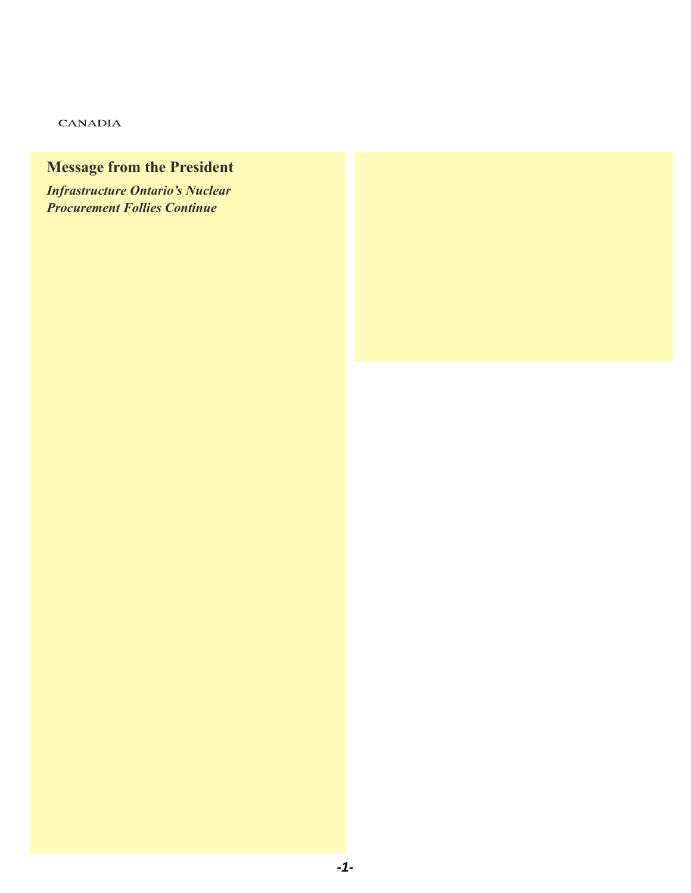CANADIA

## Message from the President

***Infrastructure Ontario's Nuclear Procurement Follies Continue***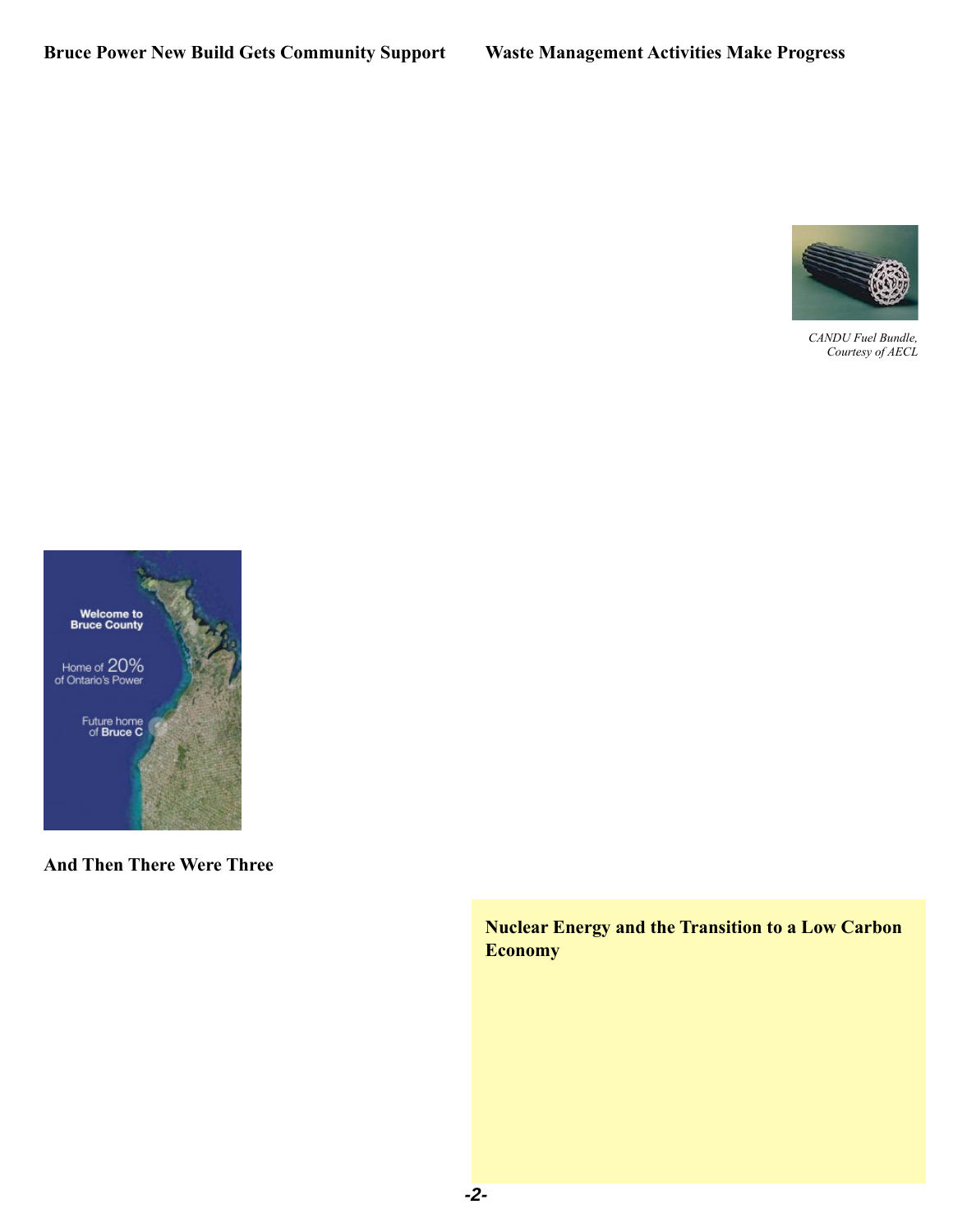## Bruce Power New Build Gets Community Support

## Waste Management Activities Make Progress

CANDU Fuel Bundle, Courtesy of AECL

## And Then There Were Three

## Nuclear Energy and the Transition to a Low Carbon Economy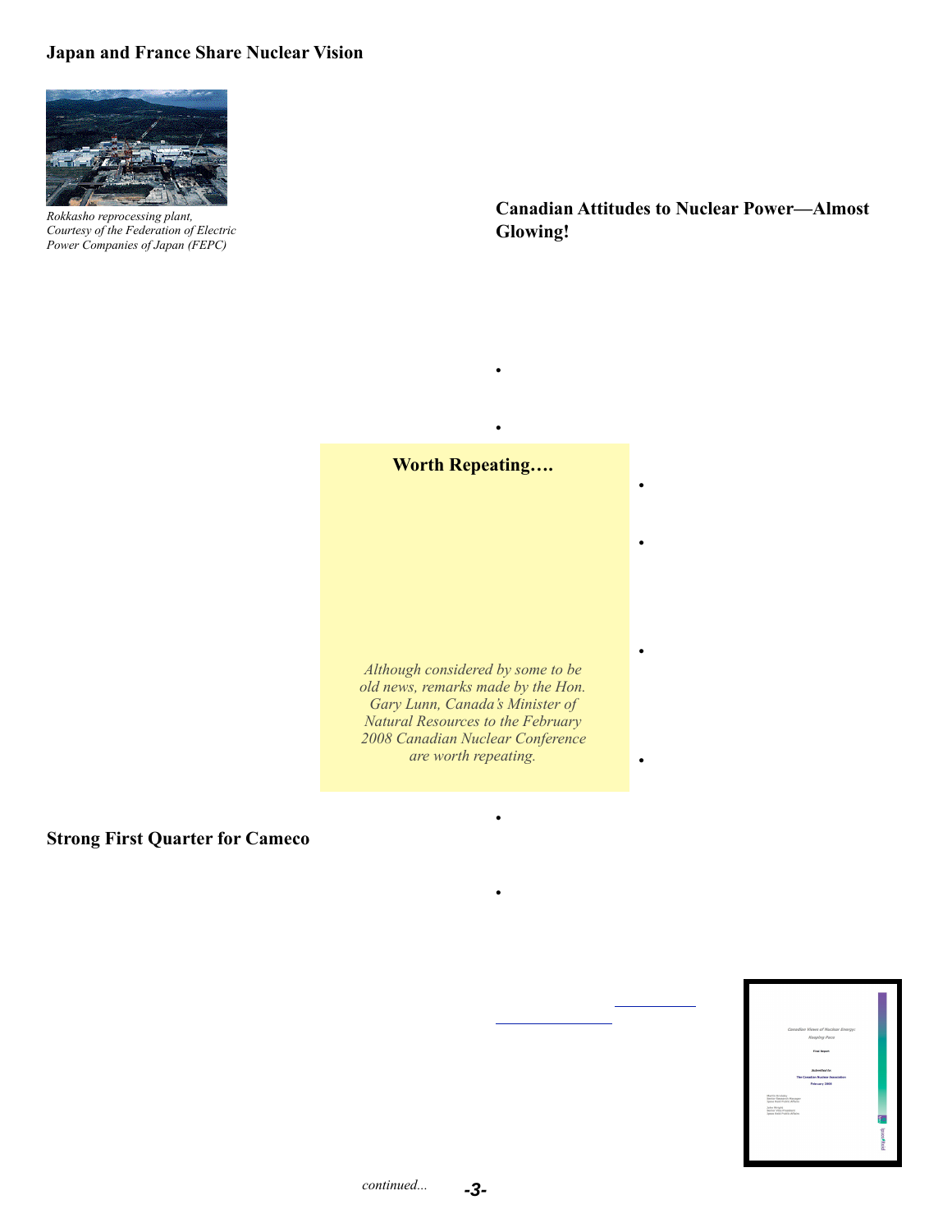## Japan and France Share Nuclear Vision

*Rokkasho reprocessing plant, Courtesy of the Federation of Electric Power Companies of Japan (FEPC)*

## Canadian Attitudes to Nuclear Power—Almost Glowing!

## Worth Repeating….

*Although considered by some to be old news, remarks made by the Hon. Gary Lunn, Canada's Minister of Natural Resources to the February 2008 Canadian Nuclear Conference are worth repeating.*

## Strong First Quarter for Cameco

*continued...*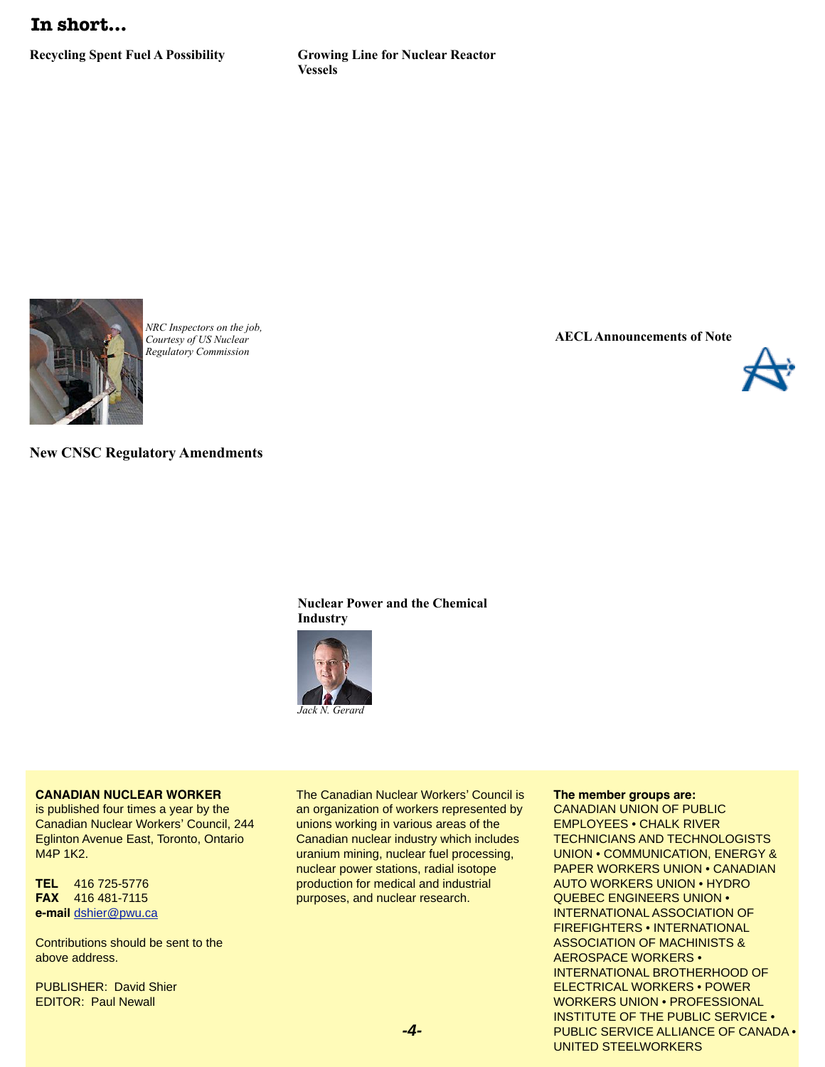# In short...

### Recycling Spent Fuel A Possibility

### Growing Line for Nuclear Reactor Vessels

*NRC Inspectors on the job, Courtesy of US Nuclear Regulatory Commission*

### AECL Announcements of Note

### New CNSC Regulatory Amendments

### Nuclear Power and the Chemical Industry

*Jack N. Gerard*

**CANADIAN NUCLEAR WORKER** is published four times a year by the Canadian Nuclear Workers' Council, 244 Eglinton Avenue East, Toronto, Ontario M4P 1K2.

**TEL** 416 725-5776
**FAX** 416 481-7115
**e-mail** dshier@pwu.ca

Contributions should be sent to the above address.

PUBLISHER: David Shier
EDITOR: Paul Newall

The Canadian Nuclear Workers' Council is an organization of workers represented by unions working in various areas of the Canadian nuclear industry which includes uranium mining, nuclear fuel processing, nuclear power stations, radial isotope production for medical and industrial purposes, and nuclear research.

**The member groups are:**
CANADIAN UNION OF PUBLIC EMPLOYEES • CHALK RIVER TECHNICIANS AND TECHNOLOGISTS UNION • COMMUNICATION, ENERGY & PAPER WORKERS UNION • CANADIAN AUTO WORKERS UNION • HYDRO QUEBEC ENGINEERS UNION • INTERNATIONAL ASSOCIATION OF FIREFIGHTERS • INTERNATIONAL ASSOCIATION OF MACHINISTS & AEROSPACE WORKERS • INTERNATIONAL BROTHERHOOD OF ELECTRICAL WORKERS • POWER WORKERS UNION • PROFESSIONAL INSTITUTE OF THE PUBLIC SERVICE • PUBLIC SERVICE ALLIANCE OF CANADA • UNITED STEELWORKERS